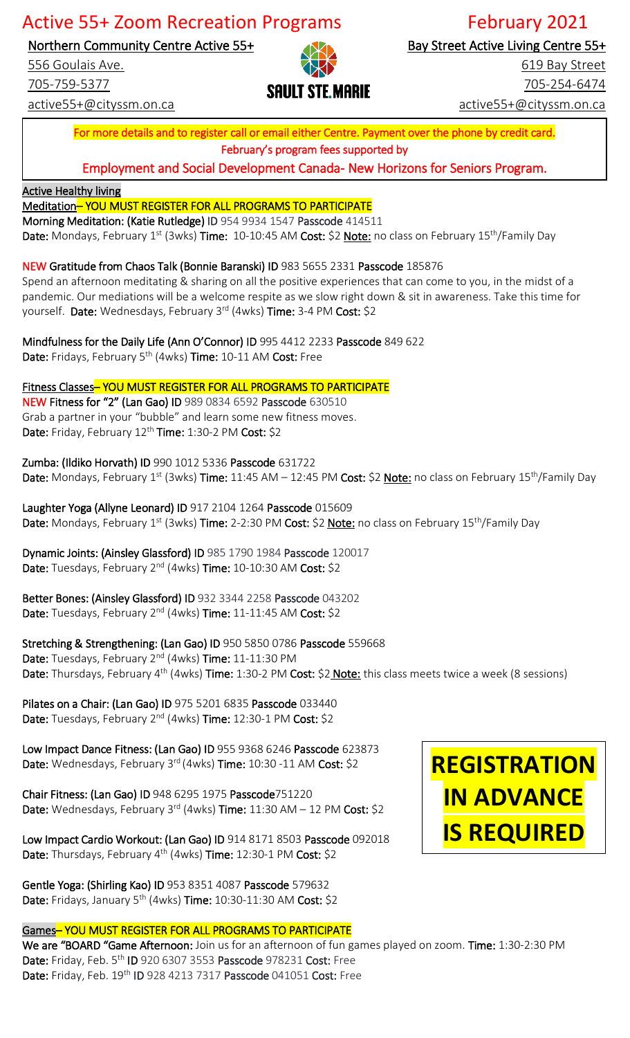# Active 55+ Zoom Recreation Programs — February 2021

**Northern Community Centre Active 55+**
556 Goulais Ave.
705-759-5377
active55+@cityssm.on.ca

SAULT STE.MARIE

**Bay Street Active Living Centre 55+**
619 Bay Street
705-254-6474
active55+@cityssm.on.ca

For more details and to register call or email either Centre. Payment over the phone by credit card.
February's program fees supported by
Employment and Social Development Canada- New Horizons for Seniors Program.

## Active Healthy living

### Meditation– YOU MUST REGISTER FOR ALL PROGRAMS TO PARTICIPATE

**Morning Meditation: (Katie Rutledge) ID** 954 9934 1547 **Passcode** 414511
**Date:** Mondays, February 1st (3wks) **Time:** 10-10:45 AM **Cost:** $2 **Note:** no class on February 15th/Family Day

**NEW Gratitude from Chaos Talk (Bonnie Baranski) ID** 983 5655 2331 **Passcode** 185876
Spend an afternoon meditating & sharing on all the positive experiences that can come to you, in the midst of a pandemic. Our mediations will be a welcome respite as we slow right down & sit in awareness. Take this time for yourself. **Date:** Wednesdays, February 3rd (4wks) **Time:** 3-4 PM **Cost:** $2

**Mindfulness for the Daily Life (Ann O'Connor) ID** 995 4412 2233 **Passcode** 849 622
**Date:** Fridays, February 5th (4wks) **Time:** 10-11 AM **Cost:** Free

### Fitness Classes– YOU MUST REGISTER FOR ALL PROGRAMS TO PARTICIPATE

**NEW Fitness for "2" (Lan Gao) ID** 989 0834 6592 **Passcode** 630510
Grab a partner in your "bubble" and learn some new fitness moves.
**Date:** Friday, February 12th **Time:** 1:30-2 PM **Cost:** $2

**Zumba: (Ildiko Horvath) ID** 990 1012 5336 **Passcode** 631722
**Date:** Mondays, February 1st (3wks) **Time:** 11:45 AM – 12:45 PM **Cost:** $2 **Note:** no class on February 15th/Family Day

**Laughter Yoga (Allyne Leonard) ID** 917 2104 1264 **Passcode** 015609
**Date:** Mondays, February 1st (3wks) **Time:** 2-2:30 PM **Cost:** $2 **Note:** no class on February 15th/Family Day

**Dynamic Joints: (Ainsley Glassford) ID** 985 1790 1984 **Passcode** 120017
**Date:** Tuesdays, February 2nd (4wks) **Time:** 10-10:30 AM **Cost:** $2

**Better Bones: (Ainsley Glassford) ID** 932 3344 2258 **Passcode** 043202
**Date:** Tuesdays, February 2nd (4wks) **Time:** 11-11:45 AM **Cost:** $2

**Stretching & Strengthening: (Lan Gao) ID** 950 5850 0786 **Passcode** 559668
**Date:** Tuesdays, February 2nd (4wks) **Time:** 11-11:30 PM
**Date:** Thursdays, February 4th (4wks) **Time:** 1:30-2 PM **Cost:** $2 **Note:** this class meets twice a week (8 sessions)

**Pilates on a Chair: (Lan Gao) ID** 975 5201 6835 **Passcode** 033440
**Date:** Tuesdays, February 2nd (4wks) **Time:** 12:30-1 PM **Cost:** $2

**Low Impact Dance Fitness: (Lan Gao) ID** 955 9368 6246 **Passcode** 623873
**Date:** Wednesdays, February 3rd (4wks) **Time:** 10:30 -11 AM **Cost:** $2

**Chair Fitness: (Lan Gao) ID** 948 6295 1975 **Passcode**751220
**Date:** Wednesdays, February 3rd (4wks) **Time:** 11:30 AM – 12 PM **Cost:** $2

**Low Impact Cardio Workout: (Lan Gao) ID** 914 8171 8503 **Passcode** 092018
**Date:** Thursdays, February 4th (4wks) **Time:** 12:30-1 PM **Cost:** $2

**Gentle Yoga: (Shirling Kao) ID** 953 8351 4087 **Passcode** 579632
**Date:** Fridays, January 5th (4wks) **Time:** 10:30-11:30 AM **Cost:** $2

**REGISTRATION IN ADVANCE IS REQUIRED**

### Games– YOU MUST REGISTER FOR ALL PROGRAMS TO PARTICIPATE

**We are "BOARD "Game Afternoon:** Join us for an afternoon of fun games played on zoom. **Time:** 1:30-2:30 PM
**Date:** Friday, Feb. 5th **ID** 920 6307 3553 **Passcode** 978231 **Cost:** Free
**Date:** Friday, Feb. 19th **ID** 928 4213 7317 **Passcode** 041051 **Cost:** Free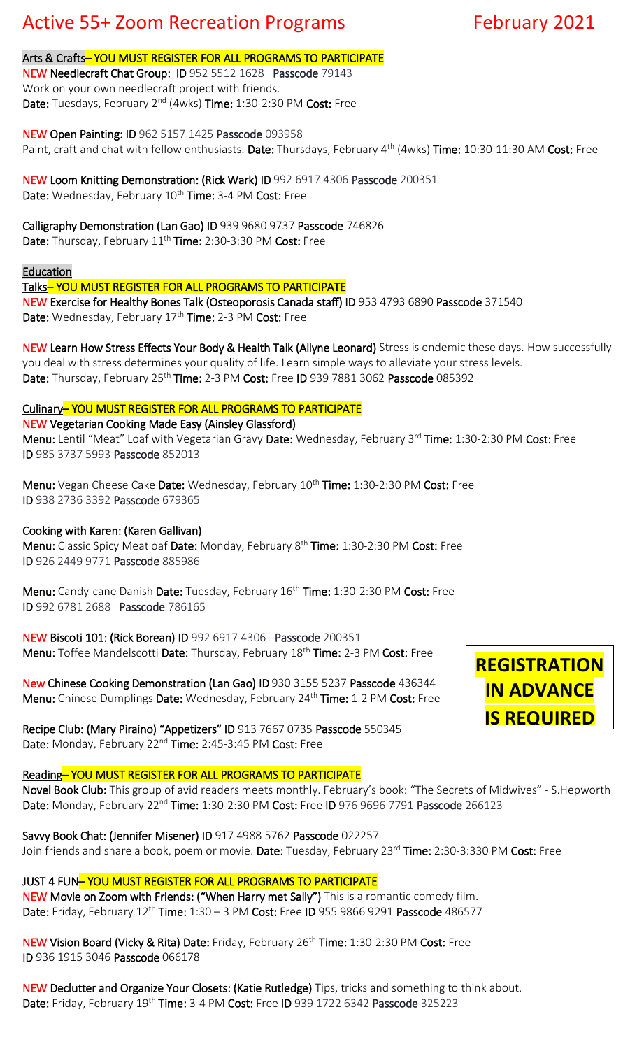# Active 55+ Zoom Recreation Programs February 2021

## Arts & Crafts– YOU MUST REGISTER FOR ALL PROGRAMS TO PARTICIPATE

**NEW Needlecraft Chat Group: ID** 952 5512 1628 **Passcode** 79143
Work on your own needlecraft project with friends.
**Date:** Tuesdays, February 2nd (4wks) **Time:** 1:30-2:30 PM **Cost:** Free

**NEW Open Painting: ID** 962 5157 1425 **Passcode** 093958
Paint, craft and chat with fellow enthusiasts. **Date:** Thursdays, February 4th (4wks) **Time:** 10:30-11:30 AM **Cost:** Free

**NEW Loom Knitting Demonstration: (Rick Wark) ID** 992 6917 4306 **Passcode** 200351
**Date:** Wednesday, February 10th **Time:** 3-4 PM **Cost:** Free

**Calligraphy Demonstration (Lan Gao) ID** 939 9680 9737 **Passcode** 746826
**Date:** Thursday, February 11th **Time:** 2:30-3:30 PM **Cost:** Free

## Education

### Talks– YOU MUST REGISTER FOR ALL PROGRAMS TO PARTICIPATE

**NEW Exercise for Healthy Bones Talk (Osteoporosis Canada staff) ID** 953 4793 6890 **Passcode** 371540
**Date:** Wednesday, February 17th **Time:** 2-3 PM **Cost:** Free

**NEW Learn How Stress Effects Your Body & Health Talk (Allyne Leonard)** Stress is endemic these days. How successfully you deal with stress determines your quality of life. Learn simple ways to alleviate your stress levels.
**Date:** Thursday, February 25th **Time:** 2-3 PM **Cost:** Free **ID** 939 7881 3062 **Passcode** 085392

## Culinary– YOU MUST REGISTER FOR ALL PROGRAMS TO PARTICIPATE

**NEW Vegetarian Cooking Made Easy (Ainsley Glassford)**
**Menu:** Lentil "Meat" Loaf with Vegetarian Gravy **Date:** Wednesday, February 3rd **Time:** 1:30-2:30 PM **Cost:** Free
**ID** 985 3737 5993 **Passcode** 852013

**Menu:** Vegan Cheese Cake **Date:** Wednesday, February 10th **Time:** 1:30-2:30 PM **Cost:** Free
**ID** 938 2736 3392 **Passcode** 679365

**Cooking with Karen: (Karen Gallivan)**
**Menu:** Classic Spicy Meatloaf **Date:** Monday, February 8th **Time:** 1:30-2:30 PM **Cost:** Free
**ID** 926 2449 9771 **Passcode** 885986

**Menu:** Candy-cane Danish **Date:** Tuesday, February 16th **Time:** 1:30-2:30 PM **Cost:** Free
**ID** 992 6781 2688 **Passcode** 786165

**NEW Biscoti 101: (Rick Borean) ID** 992 6917 4306 **Passcode** 200351
**Menu:** Toffee Mandelscotti **Date:** Thursday, February 18th **Time:** 2-3 PM **Cost:** Free

**New Chinese Cooking Demonstration (Lan Gao) ID** 930 3155 5237 **Passcode** 436344
**Menu:** Chinese Dumplings **Date:** Wednesday, February 24th **Time:** 1-2 PM **Cost:** Free

**Recipe Club: (Mary Piraino) "Appetizers" ID** 913 7667 0735 **Passcode** 550345
**Date:** Monday, February 22nd **Time:** 2:45-3:45 PM **Cost:** Free

**REGISTRATION IN ADVANCE IS REQUIRED**

## Reading– YOU MUST REGISTER FOR ALL PROGRAMS TO PARTICIPATE

**Novel Book Club:** This group of avid readers meets monthly. February's book: "The Secrets of Midwives" - S.Hepworth
**Date:** Monday, February 22nd **Time:** 1:30-2:30 PM **Cost:** Free **ID** 976 9696 7791 **Passcode** 266123

**Savvy Book Chat: (Jennifer Misener) ID** 917 4988 5762 **Passcode** 022257
Join friends and share a book, poem or movie. **Date:** Tuesday, February 23rd **Time:** 2:30-3:330 PM **Cost:** Free

## JUST 4 FUN– YOU MUST REGISTER FOR ALL PROGRAMS TO PARTICIPATE

**NEW Movie on Zoom with Friends: ("When Harry met Sally")** This is a romantic comedy film.
**Date:** Friday, February 12th **Time:** 1:30 – 3 PM **Cost:** Free **ID** 955 9866 9291 **Passcode** 486577

**NEW Vision Board (Vicky & Rita) Date:** Friday, February 26th **Time:** 1:30-2:30 PM **Cost:** Free
**ID** 936 1915 3046 **Passcode** 066178

**NEW Declutter and Organize Your Closets: (Katie Rutledge)** Tips, tricks and something to think about.
**Date:** Friday, February 19th **Time:** 3-4 PM **Cost:** Free **ID** 939 1722 6342 **Passcode** 325223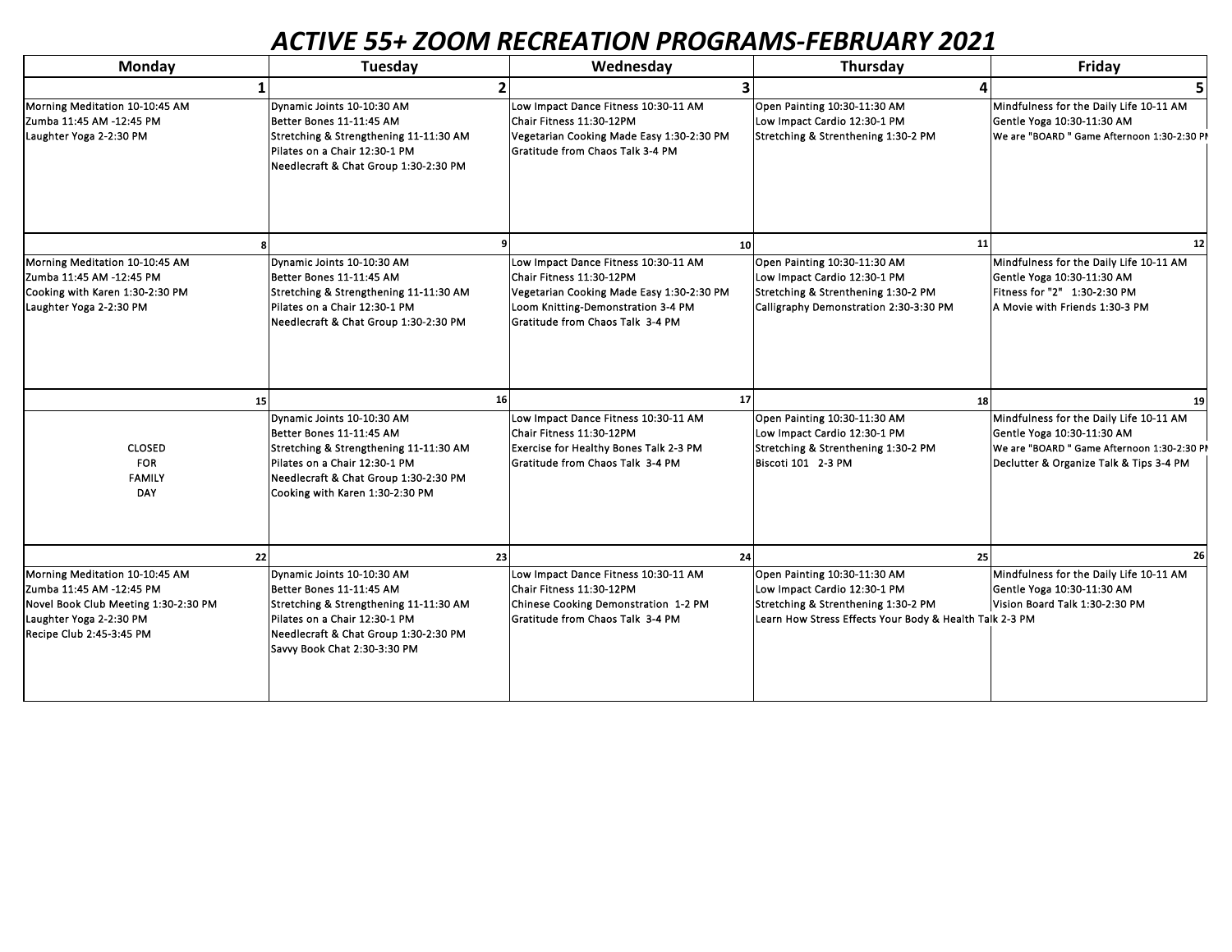# ACTIVE 55+ ZOOM RECREATION PROGRAMS-FEBRUARY 2021

| Monday | Tuesday | Wednesday | Thursday | Friday |
|---|---|---|---|---|
| 1 | 2 | 3 | 4 | 5 |
| Morning Meditation 10-10:45 AM<br>Zumba 11:45 AM -12:45 PM<br>Laughter Yoga 2-2:30 PM | Dynamic Joints 10-10:30 AM<br>Better Bones 11-11:45 AM<br>Stretching & Strengthening 11-11:30 AM<br>Pilates on a Chair 12:30-1 PM<br>Needlecraft & Chat Group 1:30-2:30 PM | Low Impact Dance Fitness 10:30-11 AM<br>Chair Fitness 11:30-12PM<br>Vegetarian Cooking Made Easy 1:30-2:30 PM<br>Gratitude from Chaos Talk 3-4 PM | Open Painting 10:30-11:30 AM<br>Low Impact Cardio 12:30-1 PM<br>Stretching & Strenthening 1:30-2 PM | Mindfulness for the Daily Life 10-11 AM<br>Gentle Yoga 10:30-11:30 AM<br>We are "BOARD " Game Afternoon 1:30-2:30 PM |
| 8 | 9 | 10 | 11 | 12 |
| Morning Meditation 10-10:45 AM<br>Zumba 11:45 AM -12:45 PM<br>Cooking with Karen 1:30-2:30 PM<br>Laughter Yoga 2-2:30 PM | Dynamic Joints 10-10:30 AM<br>Better Bones 11-11:45 AM<br>Stretching & Strengthening 11-11:30 AM<br>Pilates on a Chair 12:30-1 PM<br>Needlecraft & Chat Group 1:30-2:30 PM | Low Impact Dance Fitness 10:30-11 AM<br>Chair Fitness 11:30-12PM<br>Vegetarian Cooking Made Easy 1:30-2:30 PM<br>Loom Knitting-Demonstration 3-4 PM<br>Gratitude from Chaos Talk 3-4 PM | Open Painting 10:30-11:30 AM<br>Low Impact Cardio 12:30-1 PM<br>Stretching & Strenthening 1:30-2 PM<br>Calligraphy Demonstration 2:30-3:30 PM | Mindfulness for the Daily Life 10-11 AM<br>Gentle Yoga 10:30-11:30 AM<br>Fitness for "2" 1:30-2:30 PM<br>A Movie with Friends 1:30-3 PM |
| 15 | 16 | 17 | 18 | 19 |
| CLOSED<br>FOR<br>FAMILY<br>DAY | Dynamic Joints 10-10:30 AM<br>Better Bones 11-11:45 AM<br>Stretching & Strengthening 11-11:30 AM<br>Pilates on a Chair 12:30-1 PM<br>Needlecraft & Chat Group 1:30-2:30 PM<br>Cooking with Karen 1:30-2:30 PM | Low Impact Dance Fitness 10:30-11 AM<br>Chair Fitness 11:30-12PM<br>Exercise for Healthy Bones Talk 2-3 PM<br>Gratitude from Chaos Talk 3-4 PM | Open Painting 10:30-11:30 AM<br>Low Impact Cardio 12:30-1 PM<br>Stretching & Strenthening 1:30-2 PM<br>Biscoti 101 2-3 PM | Mindfulness for the Daily Life 10-11 AM<br>Gentle Yoga 10:30-11:30 AM<br>We are "BOARD " Game Afternoon 1:30-2:30 PM<br>Declutter & Organize Talk & Tips 3-4 PM |
| 22 | 23 | 24 | 25 | 26 |
| Morning Meditation 10-10:45 AM<br>Zumba 11:45 AM -12:45 PM<br>Novel Book Club Meeting 1:30-2:30 PM<br>Laughter Yoga 2-2:30 PM<br>Recipe Club 2:45-3:45 PM | Dynamic Joints 10-10:30 AM<br>Better Bones 11-11:45 AM<br>Stretching & Strengthening 11-11:30 AM<br>Pilates on a Chair 12:30-1 PM<br>Needlecraft & Chat Group 1:30-2:30 PM<br>Savvy Book Chat 2:30-3:30 PM | Low Impact Dance Fitness 10:30-11 AM<br>Chair Fitness 11:30-12PM<br>Chinese Cooking Demonstration 1-2 PM<br>Gratitude from Chaos Talk 3-4 PM | Open Painting 10:30-11:30 AM<br>Low Impact Cardio 12:30-1 PM<br>Stretching & Strenthening 1:30-2 PM<br>Learn How Stress Effects Your Body & Health Talk 2-3 PM | Mindfulness for the Daily Life 10-11 AM<br>Gentle Yoga 10:30-11:30 AM<br>Vision Board Talk 1:30-2:30 PM |